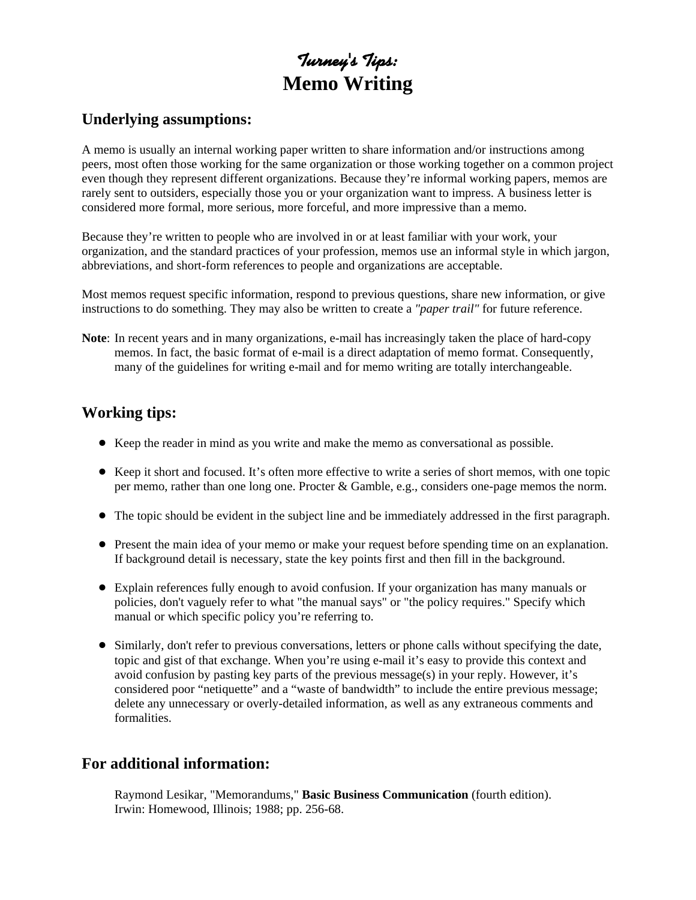# *Turney's Tips:*
# Memo Writing

## Underlying assumptions:

A memo is usually an internal working paper written to share information and/or instructions among peers, most often those working for the same organization or those working together on a common project even though they represent different organizations. Because they're informal working papers, memos are rarely sent to outsiders, especially those you or your organization want to impress. A business letter is considered more formal, more serious, more forceful, and more impressive than a memo.

Because they're written to people who are involved in or at least familiar with your work, your organization, and the standard practices of your profession, memos use an informal style in which jargon, abbreviations, and short-form references to people and organizations are acceptable.

Most memos request specific information, respond to previous questions, share new information, or give instructions to do something. They may also be written to create a *"paper trail"* for future reference.

**Note**: In recent years and in many organizations, e-mail has increasingly taken the place of hard-copy memos. In fact, the basic format of e-mail is a direct adaptation of memo format. Consequently, many of the guidelines for writing e-mail and for memo writing are totally interchangeable.

## Working tips:

- Keep the reader in mind as you write and make the memo as conversational as possible.
- Keep it short and focused. It's often more effective to write a series of short memos, with one topic per memo, rather than one long one. Procter & Gamble, e.g., considers one-page memos the norm.
- The topic should be evident in the subject line and be immediately addressed in the first paragraph.
- Present the main idea of your memo or make your request before spending time on an explanation. If background detail is necessary, state the key points first and then fill in the background.
- Explain references fully enough to avoid confusion. If your organization has many manuals or policies, don't vaguely refer to what "the manual says" or "the policy requires." Specify which manual or which specific policy you're referring to.
- Similarly, don't refer to previous conversations, letters or phone calls without specifying the date, topic and gist of that exchange. When you're using e-mail it's easy to provide this context and avoid confusion by pasting key parts of the previous message(s) in your reply. However, it's considered poor "netiquette" and a "waste of bandwidth" to include the entire previous message; delete any unnecessary or overly-detailed information, as well as any extraneous comments and formalities.

## For additional information:

Raymond Lesikar, "Memorandums," **Basic Business Communication** (fourth edition). Irwin: Homewood, Illinois; 1988; pp. 256-68.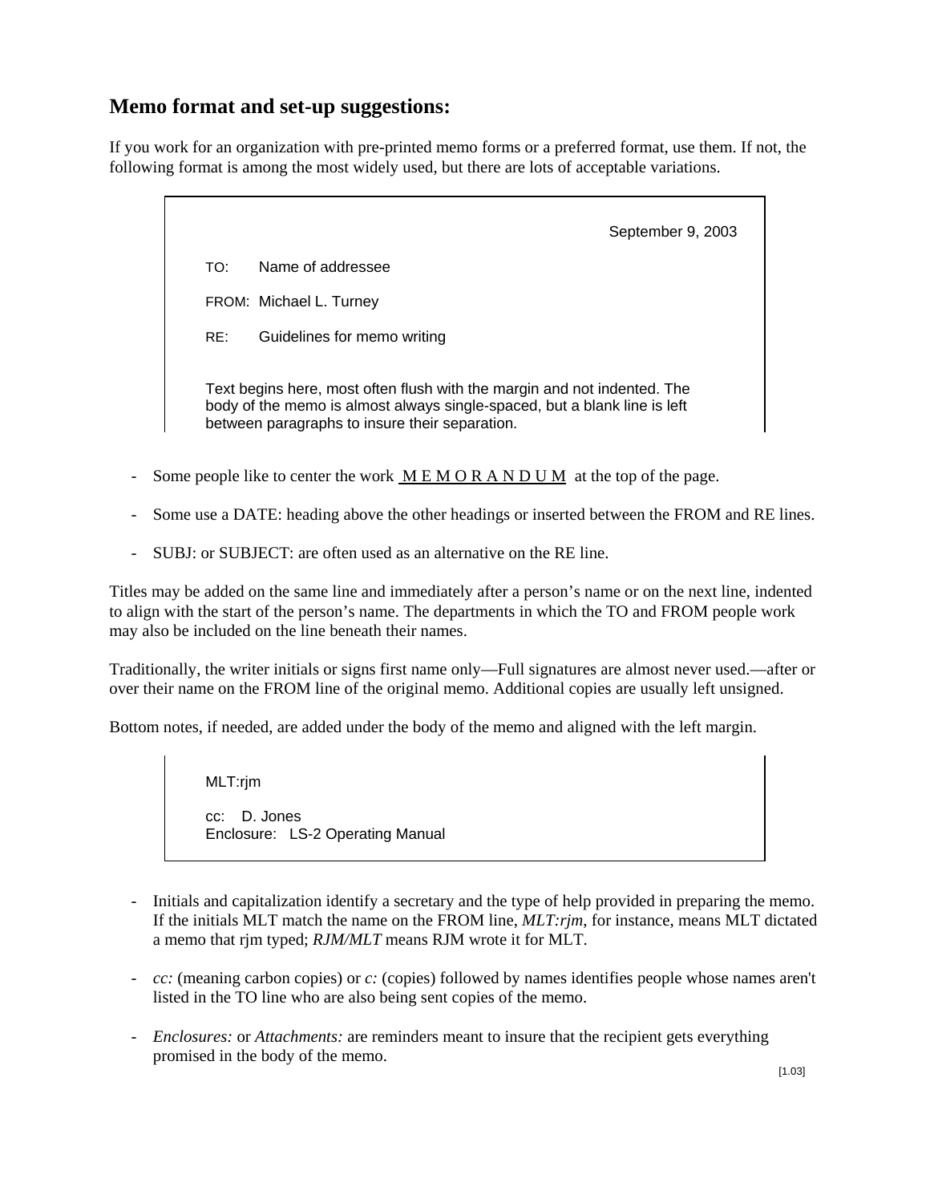## Memo format and set-up suggestions:

If you work for an organization with pre-printed memo forms or a preferred format, use them. If not, the following format is among the most widely used, but there are lots of acceptable variations.

> September 9, 2003
>
> TO: Name of addressee
>
> FROM: Michael L. Turney
>
> RE: Guidelines for memo writing
>
> Text begins here, most often flush with the margin and not indented. The body of the memo is almost always single-spaced, but a blank line is left between paragraphs to insure their separation.

- Some people like to center the work <u>M E M O R A N D U M</u> at the top of the page.
- Some use a DATE: heading above the other headings or inserted between the FROM and RE lines.
- SUBJ: or SUBJECT: are often used as an alternative on the RE line.

Titles may be added on the same line and immediately after a person's name or on the next line, indented to align with the start of the person's name. The departments in which the TO and FROM people work may also be included on the line beneath their names.

Traditionally, the writer initials or signs first name only—Full signatures are almost never used.—after or over their name on the FROM line of the original memo. Additional copies are usually left unsigned.

Bottom notes, if needed, are added under the body of the memo and aligned with the left margin.

> MLT:rjm
>
> cc: D. Jones
> Enclosure: LS-2 Operating Manual

- Initials and capitalization identify a secretary and the type of help provided in preparing the memo. If the initials MLT match the name on the FROM line, *MLT:rjm*, for instance, means MLT dictated a memo that rjm typed; *RJM/MLT* means RJM wrote it for MLT.
- *cc:* (meaning carbon copies) or *c:* (copies) followed by names identifies people whose names aren't listed in the TO line who are also being sent copies of the memo.
- *Enclosures:* or *Attachments:* are reminders meant to insure that the recipient gets everything promised in the body of the memo.

[1.03]